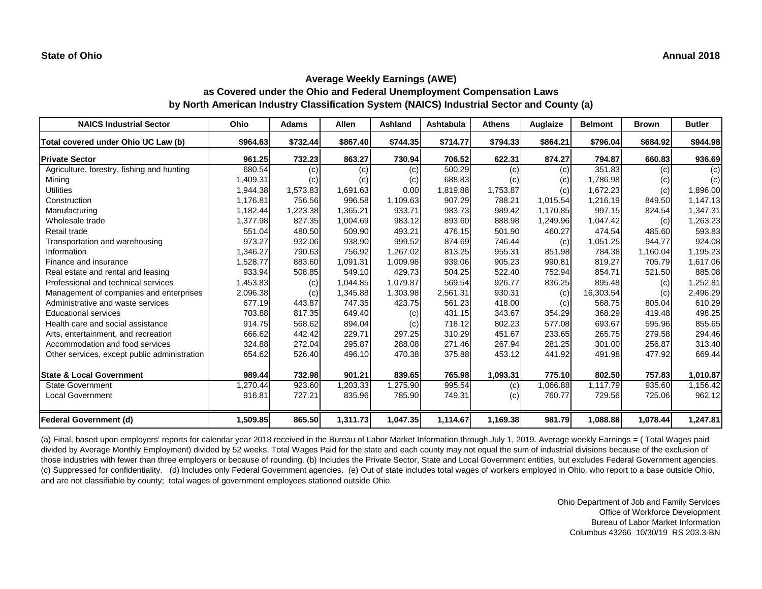**State of Ohio** **Annual 2018**

## Average Weekly Earnings (AWE)
### as Covered under the Ohio and Federal Unemployment Compensation Laws
### by North American Industry Classification System (NAICS) Industrial Sector and County (a)

| NAICS Industrial Sector | Ohio | Adams | Allen | Ashland | Ashtabula | Athens | Auglaize | Belmont | Brown | Butler |
|---|---|---|---|---|---|---|---|---|---|---|
| **Total covered under Ohio UC Law (b)** | **$964.63** | **$732.44** | **$867.40** | **$744.35** | **$714.77** | **$794.33** | **$864.21** | **$796.04** | **$684.92** | **$944.98** |
| **Private Sector** | **961.25** | **732.23** | **863.27** | **730.94** | **706.52** | **622.31** | **874.27** | **794.87** | **660.83** | **936.69** |
| Agriculture, forestry, fishing and hunting | 680.54 | (c) | (c) | (c) | 500.29 | (c) | (c) | 351.83 | (c) | (c) |
| Mining | 1,409.31 | (c) | (c) | (c) | 688.83 | (c) | (c) | 1,786.98 | (c) | (c) |
| Utilities | 1,944.38 | 1,573.83 | 1,691.63 | 0.00 | 1,819.88 | 1,753.87 | (c) | 1,672.23 | (c) | 1,896.00 |
| Construction | 1,176.81 | 756.56 | 996.58 | 1,109.63 | 907.29 | 788.21 | 1,015.54 | 1,216.19 | 849.50 | 1,147.13 |
| Manufacturing | 1,182.44 | 1,223.38 | 1,365.21 | 933.71 | 983.73 | 989.42 | 1,170.85 | 997.15 | 824.54 | 1,347.31 |
| Wholesale trade | 1,377.98 | 827.35 | 1,004.69 | 983.12 | 893.60 | 888.98 | 1,249.96 | 1,047.42 | (c) | 1,263.23 |
| Retail trade | 551.04 | 480.50 | 509.90 | 493.21 | 476.15 | 501.90 | 460.27 | 474.54 | 485.60 | 593.83 |
| Transportation and warehousing | 973.27 | 932.06 | 938.90 | 999.52 | 874.69 | 746.44 | (c) | 1,051.25 | 944.77 | 924.08 |
| Information | 1,346.27 | 790.63 | 756.92 | 1,267.02 | 813.25 | 955.31 | 851.98 | 784.38 | 1,160.04 | 1,195.23 |
| Finance and insurance | 1,528.77 | 883.60 | 1,091.31 | 1,009.98 | 939.06 | 905.23 | 990.81 | 819.27 | 705.79 | 1,617.06 |
| Real estate and rental and leasing | 933.94 | 508.85 | 549.10 | 429.73 | 504.25 | 522.40 | 752.94 | 854.71 | 521.50 | 885.08 |
| Professional and technical services | 1,453.83 | (c) | 1,044.85 | 1,079.87 | 569.54 | 926.77 | 836.25 | 895.48 | (c) | 1,252.81 |
| Management of companies and enterprises | 2,096.38 | (c) | 1,345.88 | 1,303.98 | 2,561.31 | 930.31 | (c) | 16,303.54 | (c) | 2,496.29 |
| Administrative and waste services | 677.19 | 443.87 | 747.35 | 423.75 | 561.23 | 418.00 | (c) | 568.75 | 805.04 | 610.29 |
| Educational services | 703.88 | 817.35 | 649.40 | (c) | 431.15 | 343.67 | 354.29 | 368.29 | 419.48 | 498.25 |
| Health care and social assistance | 914.75 | 568.62 | 894.04 | (c) | 718.12 | 802.23 | 577.08 | 693.67 | 595.96 | 855.65 |
| Arts, entertainment, and recreation | 666.62 | 442.42 | 229.71 | 297.25 | 310.29 | 451.67 | 233.65 | 265.75 | 279.58 | 294.46 |
| Accommodation and food services | 324.88 | 272.04 | 295.87 | 288.08 | 271.46 | 267.94 | 281.25 | 301.00 | 256.87 | 313.40 |
| Other services, except public administration | 654.62 | 526.40 | 496.10 | 470.38 | 375.88 | 453.12 | 441.92 | 491.98 | 477.92 | 669.44 |
| **State & Local Government** | **989.44** | **732.98** | **901.21** | **839.65** | **765.98** | **1,093.31** | **775.10** | **802.50** | **757.83** | **1,010.87** |
| State Government | 1,270.44 | 923.60 | 1,203.33 | 1,275.90 | 995.54 | (c) | 1,066.88 | 1,117.79 | 935.60 | 1,156.42 |
| Local Government | 916.81 | 727.21 | 835.96 | 785.90 | 749.31 | (c) | 760.77 | 729.56 | 725.06 | 962.12 |
| **Federal Government (d)** | **1,509.85** | **865.50** | **1,311.73** | **1,047.35** | **1,114.67** | **1,169.38** | **981.79** | **1,088.88** | **1,078.44** | **1,247.81** |

(a) Final, based upon employers' reports for calendar year 2018 received in the Bureau of Labor Market Information through July 1, 2019. Average weekly Earnings = ( Total Wages paid divided by Average Monthly Employment) divided by 52 weeks. Total Wages Paid for the state and each county may not equal the sum of industrial divisions because of the exclusion of those industries with fewer than three employers or because of rounding. (b) Includes the Private Sector, State and Local Government entities, but excludes Federal Government agencies. (c) Suppressed for confidentiality. (d) Includes only Federal Government agencies. (e) Out of state includes total wages of workers employed in Ohio, who report to a base outside Ohio, and are not classifiable by county; total wages of government employees stationed outside Ohio.

Ohio Department of Job and Family Services
Office of Workforce Development
Bureau of Labor Market Information
Columbus 43266 10/30/19 RS 203.3-BN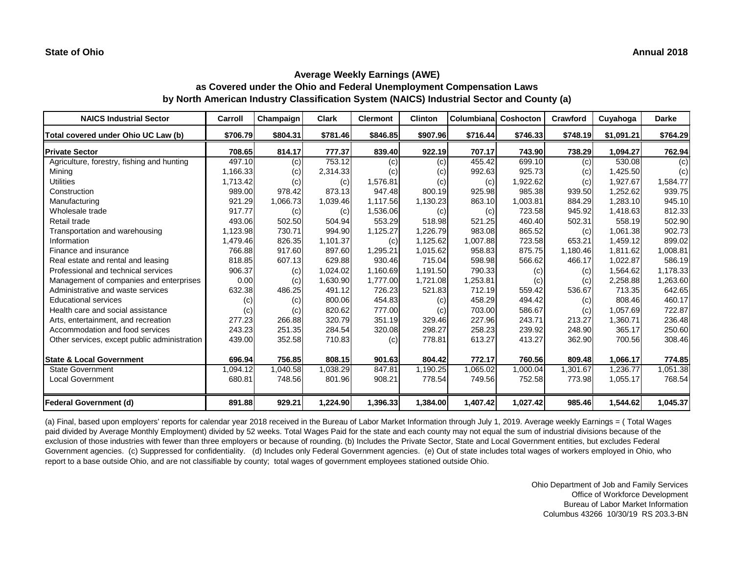**State of Ohio** **Annual 2018**

## Average Weekly Earnings (AWE)
### as Covered under the Ohio and Federal Unemployment Compensation Laws
### by North American Industry Classification System (NAICS) Industrial Sector and County (a)

| NAICS Industrial Sector | Carroll | Champaign | Clark | Clermont | Clinton | Columbiana | Coshocton | Crawford | Cuyahoga | Darke |
|---|---|---|---|---|---|---|---|---|---|---|
| **Total covered under Ohio UC Law (b)** | **$706.79** | **$804.31** | **$781.46** | **$846.85** | **$907.96** | **$716.44** | **$746.33** | **$748.19** | **$1,091.21** | **$764.29** |
| **Private Sector** | **708.65** | **814.17** | **777.37** | **839.40** | **922.19** | **707.17** | **743.90** | **738.29** | **1,094.27** | **762.94** |
| Agriculture, forestry, fishing and hunting | 497.10 | (c) | 753.12 | (c) | (c) | 455.42 | 699.10 | (c) | 530.08 | (c) |
| Mining | 1,166.33 | (c) | 2,314.33 | (c) | (c) | 992.63 | 925.73 | (c) | 1,425.50 | (c) |
| Utilities | 1,713.42 | (c) | (c) | 1,576.81 | (c) | (c) | 1,922.62 | (c) | 1,927.67 | 1,584.77 |
| Construction | 989.00 | 978.42 | 873.13 | 947.48 | 800.19 | 925.98 | 985.38 | 939.50 | 1,252.62 | 939.75 |
| Manufacturing | 921.29 | 1,066.73 | 1,039.46 | 1,117.56 | 1,130.23 | 863.10 | 1,003.81 | 884.29 | 1,283.10 | 945.10 |
| Wholesale trade | 917.77 | (c) | (c) | 1,536.06 | (c) | (c) | 723.58 | 945.92 | 1,418.63 | 812.33 |
| Retail trade | 493.06 | 502.50 | 504.94 | 553.29 | 518.98 | 521.25 | 460.40 | 502.31 | 558.19 | 502.90 |
| Transportation and warehousing | 1,123.98 | 730.71 | 994.90 | 1,125.27 | 1,226.79 | 983.08 | 865.52 | (c) | 1,061.38 | 902.73 |
| Information | 1,479.46 | 826.35 | 1,101.37 | (c) | 1,125.62 | 1,007.88 | 723.58 | 653.21 | 1,459.12 | 899.02 |
| Finance and insurance | 766.88 | 917.60 | 897.60 | 1,295.21 | 1,015.62 | 958.83 | 875.75 | 1,180.46 | 1,811.62 | 1,008.81 |
| Real estate and rental and leasing | 818.85 | 607.13 | 629.88 | 930.46 | 715.04 | 598.98 | 566.62 | 466.17 | 1,022.87 | 586.19 |
| Professional and technical services | 906.37 | (c) | 1,024.02 | 1,160.69 | 1,191.50 | 790.33 | (c) | (c) | 1,564.62 | 1,178.33 |
| Management of companies and enterprises | 0.00 | (c) | 1,630.90 | 1,777.00 | 1,721.08 | 1,253.81 | (c) | (c) | 2,258.88 | 1,263.60 |
| Administrative and waste services | 632.38 | 486.25 | 491.12 | 726.23 | 521.83 | 712.19 | 559.42 | 536.67 | 713.35 | 642.65 |
| Educational services | (c) | (c) | 800.06 | 454.83 | (c) | 458.29 | 494.42 | (c) | 808.46 | 460.17 |
| Health care and social assistance | (c) | (c) | 820.62 | 777.00 | (c) | 703.00 | 586.67 | (c) | 1,057.69 | 722.87 |
| Arts, entertainment, and recreation | 277.23 | 266.88 | 320.79 | 351.19 | 329.46 | 227.96 | 243.71 | 213.27 | 1,360.71 | 236.48 |
| Accommodation and food services | 243.23 | 251.35 | 284.54 | 320.08 | 298.27 | 258.23 | 239.92 | 248.90 | 365.17 | 250.60 |
| Other services, except public administration | 439.00 | 352.58 | 710.83 | (c) | 778.81 | 613.27 | 413.27 | 362.90 | 700.56 | 308.46 |
| **State & Local Government** | **696.94** | **756.85** | **808.15** | **901.63** | **804.42** | **772.17** | **760.56** | **809.48** | **1,066.17** | **774.85** |
| State Government | 1,094.12 | 1,040.58 | 1,038.29 | 847.81 | 1,190.25 | 1,065.02 | 1,000.04 | 1,301.67 | 1,236.77 | 1,051.38 |
| Local Government | 680.81 | 748.56 | 801.96 | 908.21 | 778.54 | 749.56 | 752.58 | 773.98 | 1,055.17 | 768.54 |
| **Federal Government (d)** | **891.88** | **929.21** | **1,224.90** | **1,396.33** | **1,384.00** | **1,407.42** | **1,027.42** | **985.46** | **1,544.62** | **1,045.37** |

(a) Final, based upon employers' reports for calendar year 2018 received in the Bureau of Labor Market Information through July 1, 2019. Average weekly Earnings = ( Total Wages paid divided by Average Monthly Employment) divided by 52 weeks. Total Wages Paid for the state and each county may not equal the sum of industrial divisions because of the exclusion of those industries with fewer than three employers or because of rounding. (b) Includes the Private Sector, State and Local Government entities, but excludes Federal Government agencies. (c) Suppressed for confidentiality. (d) Includes only Federal Government agencies. (e) Out of state includes total wages of workers employed in Ohio, who report to a base outside Ohio, and are not classifiable by county; total wages of government employees stationed outside Ohio.

Ohio Department of Job and Family Services
Office of Workforce Development
Bureau of Labor Market Information
Columbus 43266 10/30/19 RS 203.3-BN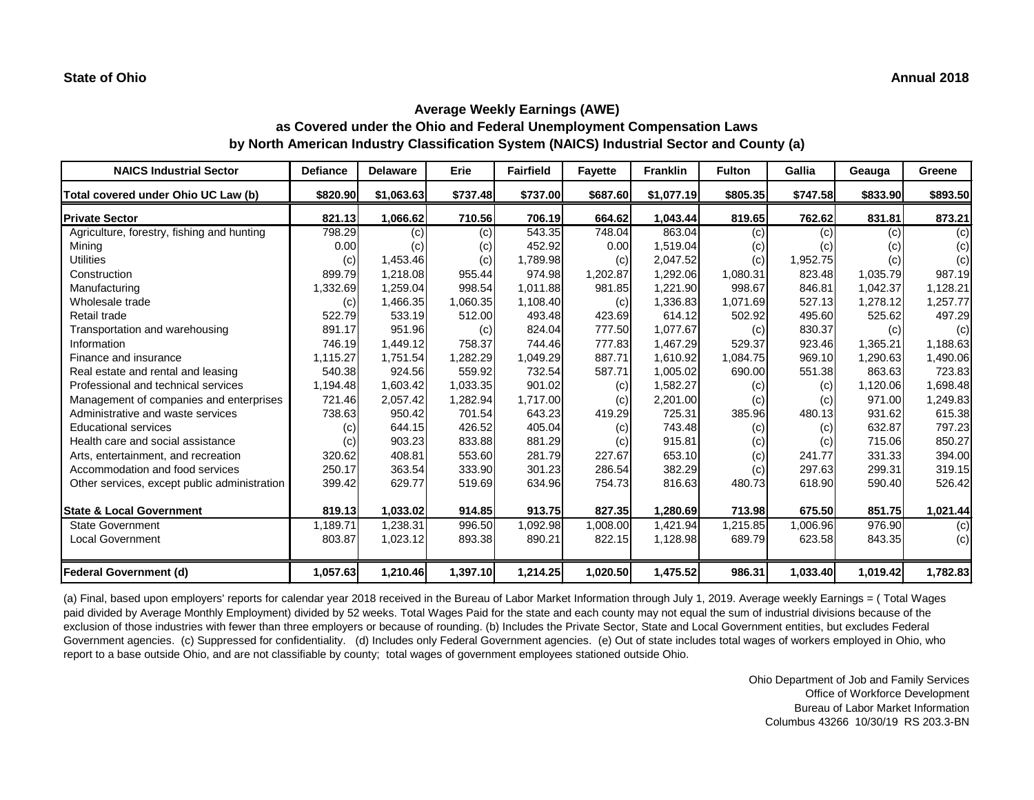**State of Ohio** **Annual 2018**

## Average Weekly Earnings (AWE)
## as Covered under the Ohio and Federal Unemployment Compensation Laws
## by North American Industry Classification System (NAICS) Industrial Sector and County (a)

| NAICS Industrial Sector | Defiance | Delaware | Erie | Fairfield | Fayette | Franklin | Fulton | Gallia | Geauga | Greene |
|---|---|---|---|---|---|---|---|---|---|---|
| **Total covered under Ohio UC Law (b)** | **$820.90** | **$1,063.63** | **$737.48** | **$737.00** | **$687.60** | **$1,077.19** | **$805.35** | **$747.58** | **$833.90** | **$893.50** |
| **Private Sector** | **821.13** | **1,066.62** | **710.56** | **706.19** | **664.62** | **1,043.44** | **819.65** | **762.62** | **831.81** | **873.21** |
| Agriculture, forestry, fishing and hunting | 798.29 | (c) | (c) | 543.35 | 748.04 | 863.04 | (c) | (c) | (c) | (c) |
| Mining | 0.00 | (c) | (c) | 452.92 | 0.00 | 1,519.04 | (c) | (c) | (c) | (c) |
| Utilities | (c) | 1,453.46 | (c) | 1,789.98 | (c) | 2,047.52 | (c) | 1,952.75 | (c) | (c) |
| Construction | 899.79 | 1,218.08 | 955.44 | 974.98 | 1,202.87 | 1,292.06 | 1,080.31 | 823.48 | 1,035.79 | 987.19 |
| Manufacturing | 1,332.69 | 1,259.04 | 998.54 | 1,011.88 | 981.85 | 1,221.90 | 998.67 | 846.81 | 1,042.37 | 1,128.21 |
| Wholesale trade | (c) | 1,466.35 | 1,060.35 | 1,108.40 | (c) | 1,336.83 | 1,071.69 | 527.13 | 1,278.12 | 1,257.77 |
| Retail trade | 522.79 | 533.19 | 512.00 | 493.48 | 423.69 | 614.12 | 502.92 | 495.60 | 525.62 | 497.29 |
| Transportation and warehousing | 891.17 | 951.96 | (c) | 824.04 | 777.50 | 1,077.67 | (c) | 830.37 | (c) | (c) |
| Information | 746.19 | 1,449.12 | 758.37 | 744.46 | 777.83 | 1,467.29 | 529.37 | 923.46 | 1,365.21 | 1,188.63 |
| Finance and insurance | 1,115.27 | 1,751.54 | 1,282.29 | 1,049.29 | 887.71 | 1,610.92 | 1,084.75 | 969.10 | 1,290.63 | 1,490.06 |
| Real estate and rental and leasing | 540.38 | 924.56 | 559.92 | 732.54 | 587.71 | 1,005.02 | 690.00 | 551.38 | 863.63 | 723.83 |
| Professional and technical services | 1,194.48 | 1,603.42 | 1,033.35 | 901.02 | (c) | 1,582.27 | (c) | (c) | 1,120.06 | 1,698.48 |
| Management of companies and enterprises | 721.46 | 2,057.42 | 1,282.94 | 1,717.00 | (c) | 2,201.00 | (c) | (c) | 971.00 | 1,249.83 |
| Administrative and waste services | 738.63 | 950.42 | 701.54 | 643.23 | 419.29 | 725.31 | 385.96 | 480.13 | 931.62 | 615.38 |
| Educational services | (c) | 644.15 | 426.52 | 405.04 | (c) | 743.48 | (c) | (c) | 632.87 | 797.23 |
| Health care and social assistance | (c) | 903.23 | 833.88 | 881.29 | (c) | 915.81 | (c) | (c) | 715.06 | 850.27 |
| Arts, entertainment, and recreation | 320.62 | 408.81 | 553.60 | 281.79 | 227.67 | 653.10 | (c) | 241.77 | 331.33 | 394.00 |
| Accommodation and food services | 250.17 | 363.54 | 333.90 | 301.23 | 286.54 | 382.29 | (c) | 297.63 | 299.31 | 319.15 |
| Other services, except public administration | 399.42 | 629.77 | 519.69 | 634.96 | 754.73 | 816.63 | 480.73 | 618.90 | 590.40 | 526.42 |
| **State & Local Government** | **819.13** | **1,033.02** | **914.85** | **913.75** | **827.35** | **1,280.69** | **713.98** | **675.50** | **851.75** | **1,021.44** |
| State Government | 1,189.71 | 1,238.31 | 996.50 | 1,092.98 | 1,008.00 | 1,421.94 | 1,215.85 | 1,006.96 | 976.90 | (c) |
| Local Government | 803.87 | 1,023.12 | 893.38 | 890.21 | 822.15 | 1,128.98 | 689.79 | 623.58 | 843.35 | (c) |
| **Federal Government (d)** | **1,057.63** | **1,210.46** | **1,397.10** | **1,214.25** | **1,020.50** | **1,475.52** | **986.31** | **1,033.40** | **1,019.42** | **1,782.83** |

(a) Final, based upon employers' reports for calendar year 2018 received in the Bureau of Labor Market Information through July 1, 2019. Average weekly Earnings = ( Total Wages paid divided by Average Monthly Employment) divided by 52 weeks. Total Wages Paid for the state and each county may not equal the sum of industrial divisions because of the exclusion of those industries with fewer than three employers or because of rounding. (b) Includes the Private Sector, State and Local Government entities, but excludes Federal Government agencies. (c) Suppressed for confidentiality. (d) Includes only Federal Government agencies. (e) Out of state includes total wages of workers employed in Ohio, who report to a base outside Ohio, and are not classifiable by county; total wages of government employees stationed outside Ohio.

Ohio Department of Job and Family Services
Office of Workforce Development
Bureau of Labor Market Information
Columbus 43266 10/30/19 RS 203.3-BN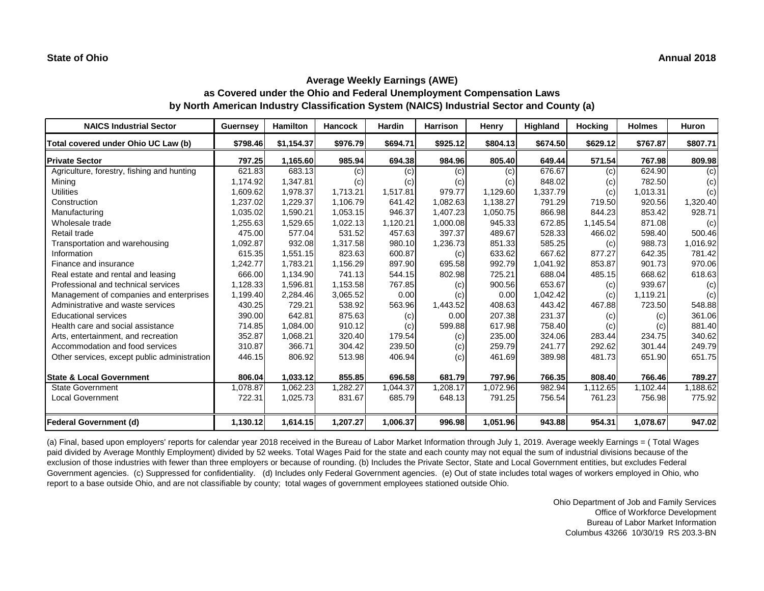**State of Ohio** **Annual 2018**

# Average Weekly Earnings (AWE)
## as Covered under the Ohio and Federal Unemployment Compensation Laws
## by North American Industry Classification System (NAICS) Industrial Sector and County (a)

| NAICS Industrial Sector | Guernsey | Hamilton | Hancock | Hardin | Harrison | Henry | Highland | Hocking | Holmes | Huron |
|---|---|---|---|---|---|---|---|---|---|---|
| **Total covered under Ohio UC Law (b)** | **$798.46** | **$1,154.37** | **$976.79** | **$694.71** | **$925.12** | **$804.13** | **$674.50** | **$629.12** | **$767.87** | **$807.71** |
| **Private Sector** | **797.25** | **1,165.60** | **985.94** | **694.38** | **984.96** | **805.40** | **649.44** | **571.54** | **767.98** | **809.98** |
| Agriculture, forestry, fishing and hunting | 621.83 | 683.13 | (c) | (c) | (c) | (c) | 676.67 | (c) | 624.90 | (c) |
| Mining | 1,174.92 | 1,347.81 | (c) | (c) | (c) | (c) | 848.02 | (c) | 782.50 | (c) |
| Utilities | 1,609.62 | 1,978.37 | 1,713.21 | 1,517.81 | 979.77 | 1,129.60 | 1,337.79 | (c) | 1,013.31 | (c) |
| Construction | 1,237.02 | 1,229.37 | 1,106.79 | 641.42 | 1,082.63 | 1,138.27 | 791.29 | 719.50 | 920.56 | 1,320.40 |
| Manufacturing | 1,035.02 | 1,590.21 | 1,053.15 | 946.37 | 1,407.23 | 1,050.75 | 866.98 | 844.23 | 853.42 | 928.71 |
| Wholesale trade | 1,255.63 | 1,529.65 | 1,022.13 | 1,120.21 | 1,000.08 | 945.33 | 672.85 | 1,145.54 | 871.08 | (c) |
| Retail trade | 475.00 | 577.04 | 531.52 | 457.63 | 397.37 | 489.67 | 528.33 | 466.02 | 598.40 | 500.46 |
| Transportation and warehousing | 1,092.87 | 932.08 | 1,317.58 | 980.10 | 1,236.73 | 851.33 | 585.25 | (c) | 988.73 | 1,016.92 |
| Information | 615.35 | 1,551.15 | 823.63 | 600.87 | (c) | 633.62 | 667.62 | 877.27 | 642.35 | 781.42 |
| Finance and insurance | 1,242.77 | 1,783.21 | 1,156.29 | 897.90 | 695.58 | 992.79 | 1,041.92 | 853.87 | 901.73 | 970.06 |
| Real estate and rental and leasing | 666.00 | 1,134.90 | 741.13 | 544.15 | 802.98 | 725.21 | 688.04 | 485.15 | 668.62 | 618.63 |
| Professional and technical services | 1,128.33 | 1,596.81 | 1,153.58 | 767.85 | (c) | 900.56 | 653.67 | (c) | 939.67 | (c) |
| Management of companies and enterprises | 1,199.40 | 2,284.46 | 3,065.52 | 0.00 | (c) | 0.00 | 1,042.42 | (c) | 1,119.21 | (c) |
| Administrative and waste services | 430.25 | 729.21 | 538.92 | 563.96 | 1,443.52 | 408.63 | 443.42 | 467.88 | 723.50 | 548.88 |
| Educational services | 390.00 | 642.81 | 875.63 | (c) | 0.00 | 207.38 | 231.37 | (c) | (c) | 361.06 |
| Health care and social assistance | 714.85 | 1,084.00 | 910.12 | (c) | 599.88 | 617.98 | 758.40 | (c) | (c) | 881.40 |
| Arts, entertainment, and recreation | 352.87 | 1,068.21 | 320.40 | 179.54 | (c) | 235.00 | 324.06 | 283.44 | 234.75 | 340.62 |
| Accommodation and food services | 310.87 | 366.71 | 304.42 | 239.50 | (c) | 259.79 | 241.77 | 292.62 | 301.44 | 249.79 |
| Other services, except public administration | 446.15 | 806.92 | 513.98 | 406.94 | (c) | 461.69 | 389.98 | 481.73 | 651.90 | 651.75 |
| **State & Local Government** | **806.04** | **1,033.12** | **855.85** | **696.58** | **681.79** | **797.96** | **766.35** | **808.40** | **766.46** | **789.27** |
| State Government | 1,078.87 | 1,062.23 | 1,282.27 | 1,044.37 | 1,208.17 | 1,072.96 | 982.94 | 1,112.65 | 1,102.44 | 1,188.62 |
| Local Government | 722.31 | 1,025.73 | 831.67 | 685.79 | 648.13 | 791.25 | 756.54 | 761.23 | 756.98 | 775.92 |
| **Federal Government (d)** | **1,130.12** | **1,614.15** | **1,207.27** | **1,006.37** | **996.98** | **1,051.96** | **943.88** | **954.31** | **1,078.67** | **947.02** |

(a) Final, based upon employers' reports for calendar year 2018 received in the Bureau of Labor Market Information through July 1, 2019. Average weekly Earnings = ( Total Wages paid divided by Average Monthly Employment) divided by 52 weeks. Total Wages Paid for the state and each county may not equal the sum of industrial divisions because of the exclusion of those industries with fewer than three employers or because of rounding. (b) Includes the Private Sector, State and Local Government entities, but excludes Federal Government agencies. (c) Suppressed for confidentiality. (d) Includes only Federal Government agencies. (e) Out of state includes total wages of workers employed in Ohio, who report to a base outside Ohio, and are not classifiable by county; total wages of government employees stationed outside Ohio.

Ohio Department of Job and Family Services
Office of Workforce Development
Bureau of Labor Market Information
Columbus 43266 10/30/19 RS 203.3-BN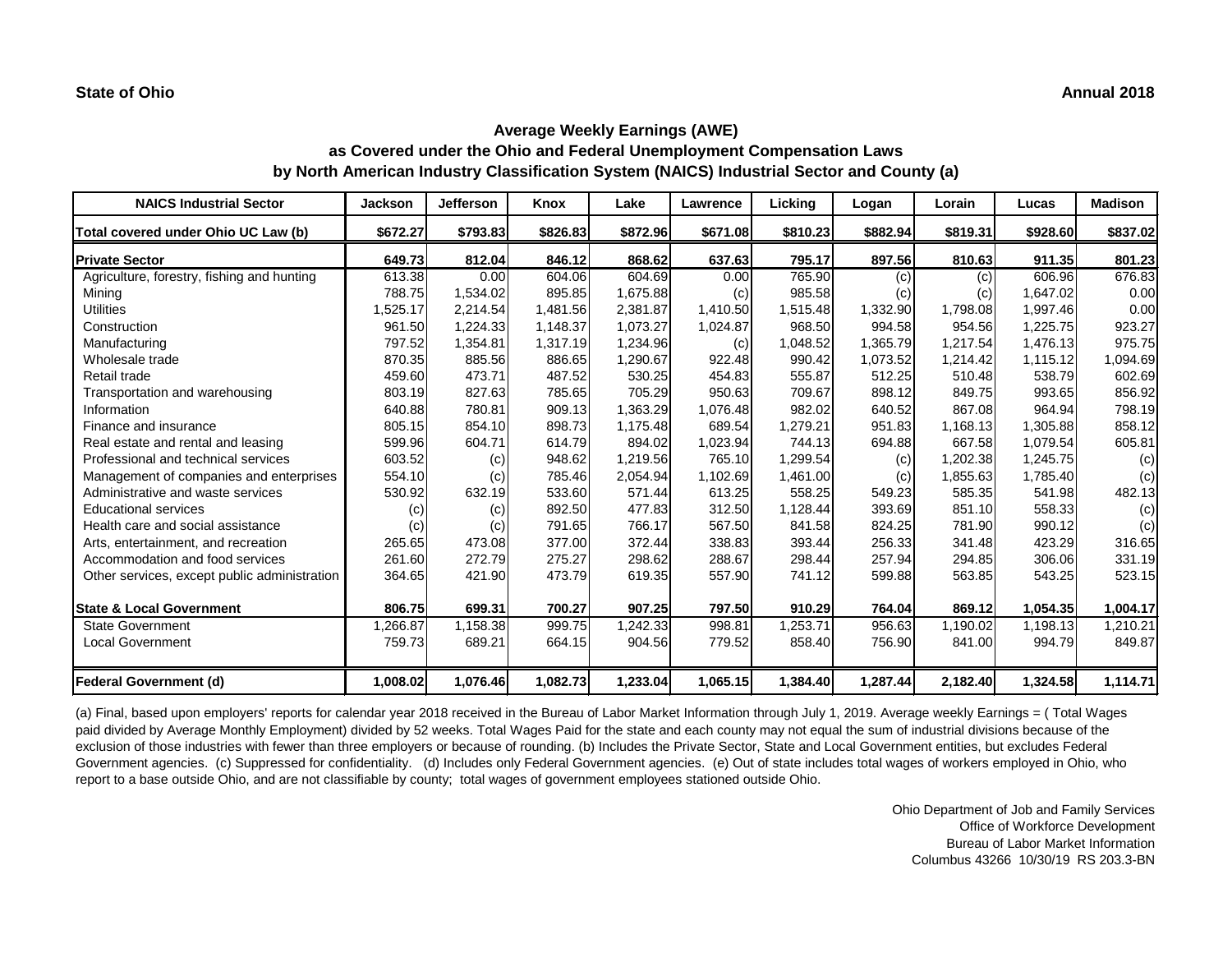**State of Ohio** **Annual 2018**

## Average Weekly Earnings (AWE)
## as Covered under the Ohio and Federal Unemployment Compensation Laws
## by North American Industry Classification System (NAICS) Industrial Sector and County (a)

| NAICS Industrial Sector | Jackson | Jefferson | Knox | Lake | Lawrence | Licking | Logan | Lorain | Lucas | Madison |
|---|---|---|---|---|---|---|---|---|---|---|
| **Total covered under Ohio UC Law (b)** | **$672.27** | **$793.83** | **$826.83** | **$872.96** | **$671.08** | **$810.23** | **$882.94** | **$819.31** | **$928.60** | **$837.02** |
| **Private Sector** | **649.73** | **812.04** | **846.12** | **868.62** | **637.63** | **795.17** | **897.56** | **810.63** | **911.35** | **801.23** |
| Agriculture, forestry, fishing and hunting | 613.38 | 0.00 | 604.06 | 604.69 | 0.00 | 765.90 | (c) | (c) | 606.96 | 676.83 |
| Mining | 788.75 | 1,534.02 | 895.85 | 1,675.88 | (c) | 985.58 | (c) | (c) | 1,647.02 | 0.00 |
| Utilities | 1,525.17 | 2,214.54 | 1,481.56 | 2,381.87 | 1,410.50 | 1,515.48 | 1,332.90 | 1,798.08 | 1,997.46 | 0.00 |
| Construction | 961.50 | 1,224.33 | 1,148.37 | 1,073.27 | 1,024.87 | 968.50 | 994.58 | 954.56 | 1,225.75 | 923.27 |
| Manufacturing | 797.52 | 1,354.81 | 1,317.19 | 1,234.96 | (c) | 1,048.52 | 1,365.79 | 1,217.54 | 1,476.13 | 975.75 |
| Wholesale trade | 870.35 | 885.56 | 886.65 | 1,290.67 | 922.48 | 990.42 | 1,073.52 | 1,214.42 | 1,115.12 | 1,094.69 |
| Retail trade | 459.60 | 473.71 | 487.52 | 530.25 | 454.83 | 555.87 | 512.25 | 510.48 | 538.79 | 602.69 |
| Transportation and warehousing | 803.19 | 827.63 | 785.65 | 705.29 | 950.63 | 709.67 | 898.12 | 849.75 | 993.65 | 856.92 |
| Information | 640.88 | 780.81 | 909.13 | 1,363.29 | 1,076.48 | 982.02 | 640.52 | 867.08 | 964.94 | 798.19 |
| Finance and insurance | 805.15 | 854.10 | 898.73 | 1,175.48 | 689.54 | 1,279.21 | 951.83 | 1,168.13 | 1,305.88 | 858.12 |
| Real estate and rental and leasing | 599.96 | 604.71 | 614.79 | 894.02 | 1,023.94 | 744.13 | 694.88 | 667.58 | 1,079.54 | 605.81 |
| Professional and technical services | 603.52 | (c) | 948.62 | 1,219.56 | 765.10 | 1,299.54 | (c) | 1,202.38 | 1,245.75 | (c) |
| Management of companies and enterprises | 554.10 | (c) | 785.46 | 2,054.94 | 1,102.69 | 1,461.00 | (c) | 1,855.63 | 1,785.40 | (c) |
| Administrative and waste services | 530.92 | 632.19 | 533.60 | 571.44 | 613.25 | 558.25 | 549.23 | 585.35 | 541.98 | 482.13 |
| Educational services | (c) | (c) | 892.50 | 477.83 | 312.50 | 1,128.44 | 393.69 | 851.10 | 558.33 | (c) |
| Health care and social assistance | (c) | (c) | 791.65 | 766.17 | 567.50 | 841.58 | 824.25 | 781.90 | 990.12 | (c) |
| Arts, entertainment, and recreation | 265.65 | 473.08 | 377.00 | 372.44 | 338.83 | 393.44 | 256.33 | 341.48 | 423.29 | 316.65 |
| Accommodation and food services | 261.60 | 272.79 | 275.27 | 298.62 | 288.67 | 298.44 | 257.94 | 294.85 | 306.06 | 331.19 |
| Other services, except public administration | 364.65 | 421.90 | 473.79 | 619.35 | 557.90 | 741.12 | 599.88 | 563.85 | 543.25 | 523.15 |
| **State & Local Government** | **806.75** | **699.31** | **700.27** | **907.25** | **797.50** | **910.29** | **764.04** | **869.12** | **1,054.35** | **1,004.17** |
| State Government | 1,266.87 | 1,158.38 | 999.75 | 1,242.33 | 998.81 | 1,253.71 | 956.63 | 1,190.02 | 1,198.13 | 1,210.21 |
| Local Government | 759.73 | 689.21 | 664.15 | 904.56 | 779.52 | 858.40 | 756.90 | 841.00 | 994.79 | 849.87 |
| **Federal Government (d)** | **1,008.02** | **1,076.46** | **1,082.73** | **1,233.04** | **1,065.15** | **1,384.40** | **1,287.44** | **2,182.40** | **1,324.58** | **1,114.71** |

(a) Final, based upon employers' reports for calendar year 2018 received in the Bureau of Labor Market Information through July 1, 2019. Average weekly Earnings = ( Total Wages paid divided by Average Monthly Employment) divided by 52 weeks. Total Wages Paid for the state and each county may not equal the sum of industrial divisions because of the exclusion of those industries with fewer than three employers or because of rounding. (b) Includes the Private Sector, State and Local Government entities, but excludes Federal Government agencies. (c) Suppressed for confidentiality. (d) Includes only Federal Government agencies. (e) Out of state includes total wages of workers employed in Ohio, who report to a base outside Ohio, and are not classifiable by county; total wages of government employees stationed outside Ohio.

Ohio Department of Job and Family Services
Office of Workforce Development
Bureau of Labor Market Information
Columbus 43266 10/30/19 RS 203.3-BN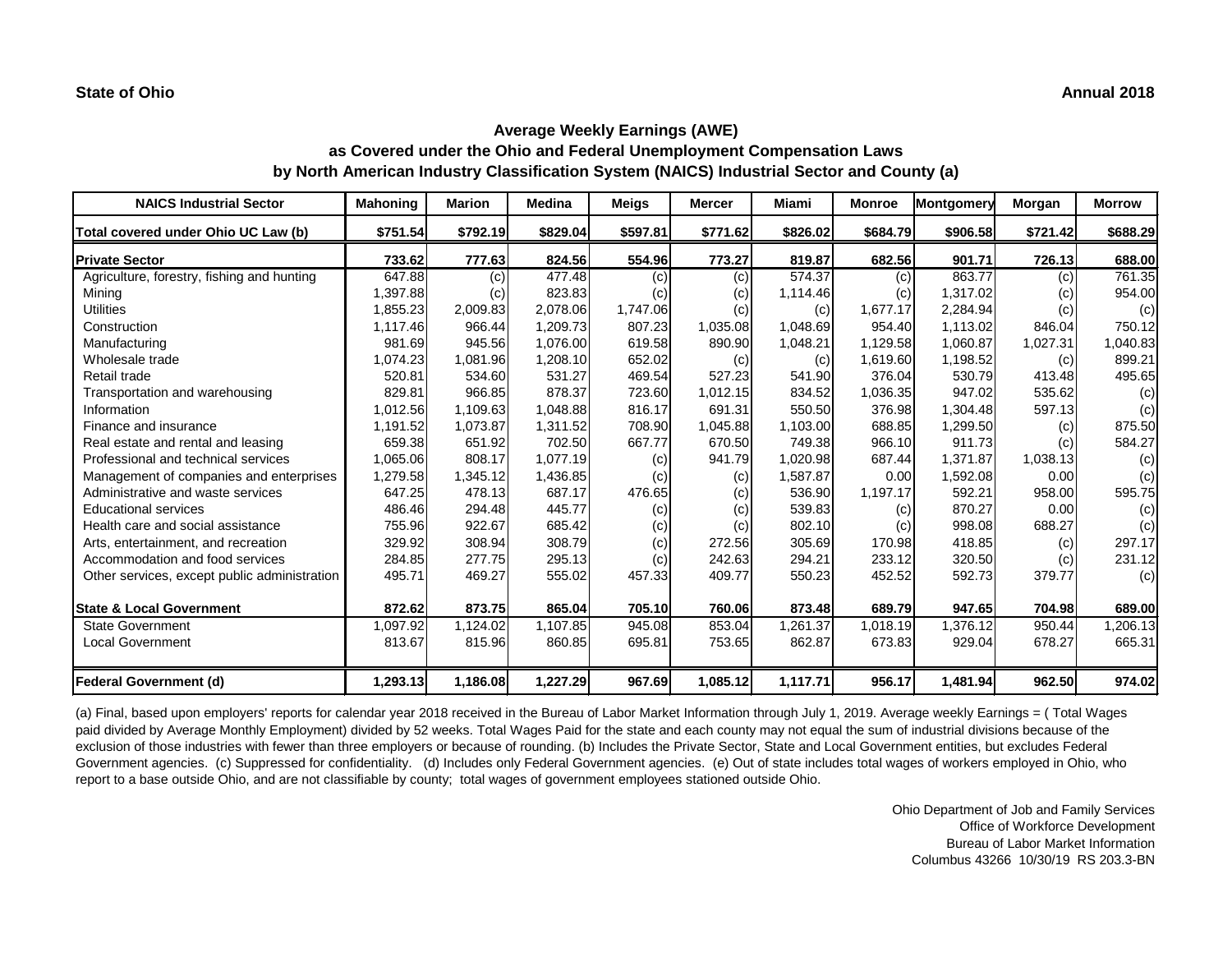**State of Ohio** **Annual 2018**

## Average Weekly Earnings (AWE)
## as Covered under the Ohio and Federal Unemployment Compensation Laws
## by North American Industry Classification System (NAICS) Industrial Sector and County (a)

| NAICS Industrial Sector | Mahoning | Marion | Medina | Meigs | Mercer | Miami | Monroe | Montgomery | Morgan | Morrow |
|---|---|---|---|---|---|---|---|---|---|---|
| **Total covered under Ohio UC Law (b)** | **$751.54** | **$792.19** | **$829.04** | **$597.81** | **$771.62** | **$826.02** | **$684.79** | **$906.58** | **$721.42** | **$688.29** |
| **Private Sector** | **733.62** | **777.63** | **824.56** | **554.96** | **773.27** | **819.87** | **682.56** | **901.71** | **726.13** | **688.00** |
| Agriculture, forestry, fishing and hunting | 647.88 | (c) | 477.48 | (c) | (c) | 574.37 | (c) | 863.77 | (c) | 761.35 |
| Mining | 1,397.88 | (c) | 823.83 | (c) | (c) | 1,114.46 | (c) | 1,317.02 | (c) | 954.00 |
| Utilities | 1,855.23 | 2,009.83 | 2,078.06 | 1,747.06 | (c) | (c) | 1,677.17 | 2,284.94 | (c) | (c) |
| Construction | 1,117.46 | 966.44 | 1,209.73 | 807.23 | 1,035.08 | 1,048.69 | 954.40 | 1,113.02 | 846.04 | 750.12 |
| Manufacturing | 981.69 | 945.56 | 1,076.00 | 619.58 | 890.90 | 1,048.21 | 1,129.58 | 1,060.87 | 1,027.31 | 1,040.83 |
| Wholesale trade | 1,074.23 | 1,081.96 | 1,208.10 | 652.02 | (c) | (c) | 1,619.60 | 1,198.52 | (c) | 899.21 |
| Retail trade | 520.81 | 534.60 | 531.27 | 469.54 | 527.23 | 541.90 | 376.04 | 530.79 | 413.48 | 495.65 |
| Transportation and warehousing | 829.81 | 966.85 | 878.37 | 723.60 | 1,012.15 | 834.52 | 1,036.35 | 947.02 | 535.62 | (c) |
| Information | 1,012.56 | 1,109.63 | 1,048.88 | 816.17 | 691.31 | 550.50 | 376.98 | 1,304.48 | 597.13 | (c) |
| Finance and insurance | 1,191.52 | 1,073.87 | 1,311.52 | 708.90 | 1,045.88 | 1,103.00 | 688.85 | 1,299.50 | (c) | 875.50 |
| Real estate and rental and leasing | 659.38 | 651.92 | 702.50 | 667.77 | 670.50 | 749.38 | 966.10 | 911.73 | (c) | 584.27 |
| Professional and technical services | 1,065.06 | 808.17 | 1,077.19 | (c) | 941.79 | 1,020.98 | 687.44 | 1,371.87 | 1,038.13 | (c) |
| Management of companies and enterprises | 1,279.58 | 1,345.12 | 1,436.85 | (c) | (c) | 1,587.87 | 0.00 | 1,592.08 | 0.00 | (c) |
| Administrative and waste services | 647.25 | 478.13 | 687.17 | 476.65 | (c) | 536.90 | 1,197.17 | 592.21 | 958.00 | 595.75 |
| Educational services | 486.46 | 294.48 | 445.77 | (c) | (c) | 539.83 | (c) | 870.27 | 0.00 | (c) |
| Health care and social assistance | 755.96 | 922.67 | 685.42 | (c) | (c) | 802.10 | (c) | 998.08 | 688.27 | (c) |
| Arts, entertainment, and recreation | 329.92 | 308.94 | 308.79 | (c) | 272.56 | 305.69 | 170.98 | 418.85 | (c) | 297.17 |
| Accommodation and food services | 284.85 | 277.75 | 295.13 | (c) | 242.63 | 294.21 | 233.12 | 320.50 | (c) | 231.12 |
| Other services, except public administration | 495.71 | 469.27 | 555.02 | 457.33 | 409.77 | 550.23 | 452.52 | 592.73 | 379.77 | (c) |
| **State & Local Government** | **872.62** | **873.75** | **865.04** | **705.10** | **760.06** | **873.48** | **689.79** | **947.65** | **704.98** | **689.00** |
| State Government | 1,097.92 | 1,124.02 | 1,107.85 | 945.08 | 853.04 | 1,261.37 | 1,018.19 | 1,376.12 | 950.44 | 1,206.13 |
| Local Government | 813.67 | 815.96 | 860.85 | 695.81 | 753.65 | 862.87 | 673.83 | 929.04 | 678.27 | 665.31 |
| **Federal Government (d)** | **1,293.13** | **1,186.08** | **1,227.29** | **967.69** | **1,085.12** | **1,117.71** | **956.17** | **1,481.94** | **962.50** | **974.02** |

(a) Final, based upon employers' reports for calendar year 2018 received in the Bureau of Labor Market Information through July 1, 2019. Average weekly Earnings = ( Total Wages paid divided by Average Monthly Employment) divided by 52 weeks. Total Wages Paid for the state and each county may not equal the sum of industrial divisions because of the exclusion of those industries with fewer than three employers or because of rounding. (b) Includes the Private Sector, State and Local Government entities, but excludes Federal Government agencies. (c) Suppressed for confidentiality. (d) Includes only Federal Government agencies. (e) Out of state includes total wages of workers employed in Ohio, who report to a base outside Ohio, and are not classifiable by county; total wages of government employees stationed outside Ohio.

Ohio Department of Job and Family Services
Office of Workforce Development
Bureau of Labor Market Information
Columbus 43266 10/30/19 RS 203.3-BN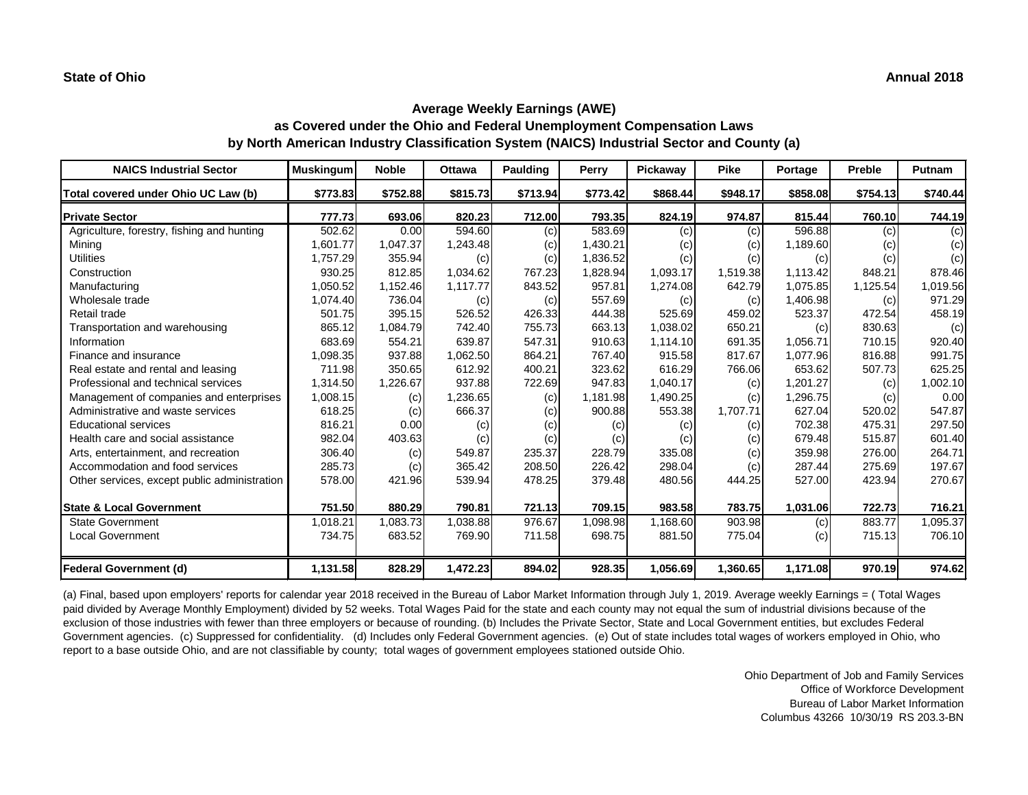**State of Ohio** **Annual 2018**

## Average Weekly Earnings (AWE)
### as Covered under the Ohio and Federal Unemployment Compensation Laws
### by North American Industry Classification System (NAICS) Industrial Sector and County (a)

| NAICS Industrial Sector | Muskingum | Noble | Ottawa | Paulding | Perry | Pickaway | Pike | Portage | Preble | Putnam |
|---|---|---|---|---|---|---|---|---|---|---|
| **Total covered under Ohio UC Law (b)** | **$773.83** | **$752.88** | **$815.73** | **$713.94** | **$773.42** | **$868.44** | **$948.17** | **$858.08** | **$754.13** | **$740.44** |
| **Private Sector** | **777.73** | **693.06** | **820.23** | **712.00** | **793.35** | **824.19** | **974.87** | **815.44** | **760.10** | **744.19** |
| Agriculture, forestry, fishing and hunting | 502.62 | 0.00 | 594.60 | (c) | 583.69 | (c) | (c) | 596.88 | (c) | (c) |
| Mining | 1,601.77 | 1,047.37 | 1,243.48 | (c) | 1,430.21 | (c) | (c) | 1,189.60 | (c) | (c) |
| Utilities | 1,757.29 | 355.94 | (c) | (c) | 1,836.52 | (c) | (c) | (c) | (c) | (c) |
| Construction | 930.25 | 812.85 | 1,034.62 | 767.23 | 1,828.94 | 1,093.17 | 1,519.38 | 1,113.42 | 848.21 | 878.46 |
| Manufacturing | 1,050.52 | 1,152.46 | 1,117.77 | 843.52 | 957.81 | 1,274.08 | 642.79 | 1,075.85 | 1,125.54 | 1,019.56 |
| Wholesale trade | 1,074.40 | 736.04 | (c) | (c) | 557.69 | (c) | (c) | 1,406.98 | (c) | 971.29 |
| Retail trade | 501.75 | 395.15 | 526.52 | 426.33 | 444.38 | 525.69 | 459.02 | 523.37 | 472.54 | 458.19 |
| Transportation and warehousing | 865.12 | 1,084.79 | 742.40 | 755.73 | 663.13 | 1,038.02 | 650.21 | (c) | 830.63 | (c) |
| Information | 683.69 | 554.21 | 639.87 | 547.31 | 910.63 | 1,114.10 | 691.35 | 1,056.71 | 710.15 | 920.40 |
| Finance and insurance | 1,098.35 | 937.88 | 1,062.50 | 864.21 | 767.40 | 915.58 | 817.67 | 1,077.96 | 816.88 | 991.75 |
| Real estate and rental and leasing | 711.98 | 350.65 | 612.92 | 400.21 | 323.62 | 616.29 | 766.06 | 653.62 | 507.73 | 625.25 |
| Professional and technical services | 1,314.50 | 1,226.67 | 937.88 | 722.69 | 947.83 | 1,040.17 | (c) | 1,201.27 | (c) | 1,002.10 |
| Management of companies and enterprises | 1,008.15 | (c) | 1,236.65 | (c) | 1,181.98 | 1,490.25 | (c) | 1,296.75 | (c) | 0.00 |
| Administrative and waste services | 618.25 | (c) | 666.37 | (c) | 900.88 | 553.38 | 1,707.71 | 627.04 | 520.02 | 547.87 |
| Educational services | 816.21 | 0.00 | (c) | (c) | (c) | (c) | (c) | 702.38 | 475.31 | 297.50 |
| Health care and social assistance | 982.04 | 403.63 | (c) | (c) | (c) | (c) | (c) | 679.48 | 515.87 | 601.40 |
| Arts, entertainment, and recreation | 306.40 | (c) | 549.87 | 235.37 | 228.79 | 335.08 | (c) | 359.98 | 276.00 | 264.71 |
| Accommodation and food services | 285.73 | (c) | 365.42 | 208.50 | 226.42 | 298.04 | (c) | 287.44 | 275.69 | 197.67 |
| Other services, except public administration | 578.00 | 421.96 | 539.94 | 478.25 | 379.48 | 480.56 | 444.25 | 527.00 | 423.94 | 270.67 |
| **State & Local Government** | **751.50** | **880.29** | **790.81** | **721.13** | **709.15** | **983.58** | **783.75** | **1,031.06** | **722.73** | **716.21** |
| State Government | 1,018.21 | 1,083.73 | 1,038.88 | 976.67 | 1,098.98 | 1,168.60 | 903.98 | (c) | 883.77 | 1,095.37 |
| Local Government | 734.75 | 683.52 | 769.90 | 711.58 | 698.75 | 881.50 | 775.04 | (c) | 715.13 | 706.10 |
| **Federal Government (d)** | **1,131.58** | **828.29** | **1,472.23** | **894.02** | **928.35** | **1,056.69** | **1,360.65** | **1,171.08** | **970.19** | **974.62** |

(a) Final, based upon employers' reports for calendar year 2018 received in the Bureau of Labor Market Information through July 1, 2019. Average weekly Earnings = ( Total Wages paid divided by Average Monthly Employment) divided by 52 weeks. Total Wages Paid for the state and each county may not equal the sum of industrial divisions because of the exclusion of those industries with fewer than three employers or because of rounding. (b) Includes the Private Sector, State and Local Government entities, but excludes Federal Government agencies. (c) Suppressed for confidentiality. (d) Includes only Federal Government agencies. (e) Out of state includes total wages of workers employed in Ohio, who report to a base outside Ohio, and are not classifiable by county; total wages of government employees stationed outside Ohio.

Ohio Department of Job and Family Services
Office of Workforce Development
Bureau of Labor Market Information
Columbus 43266 10/30/19 RS 203.3-BN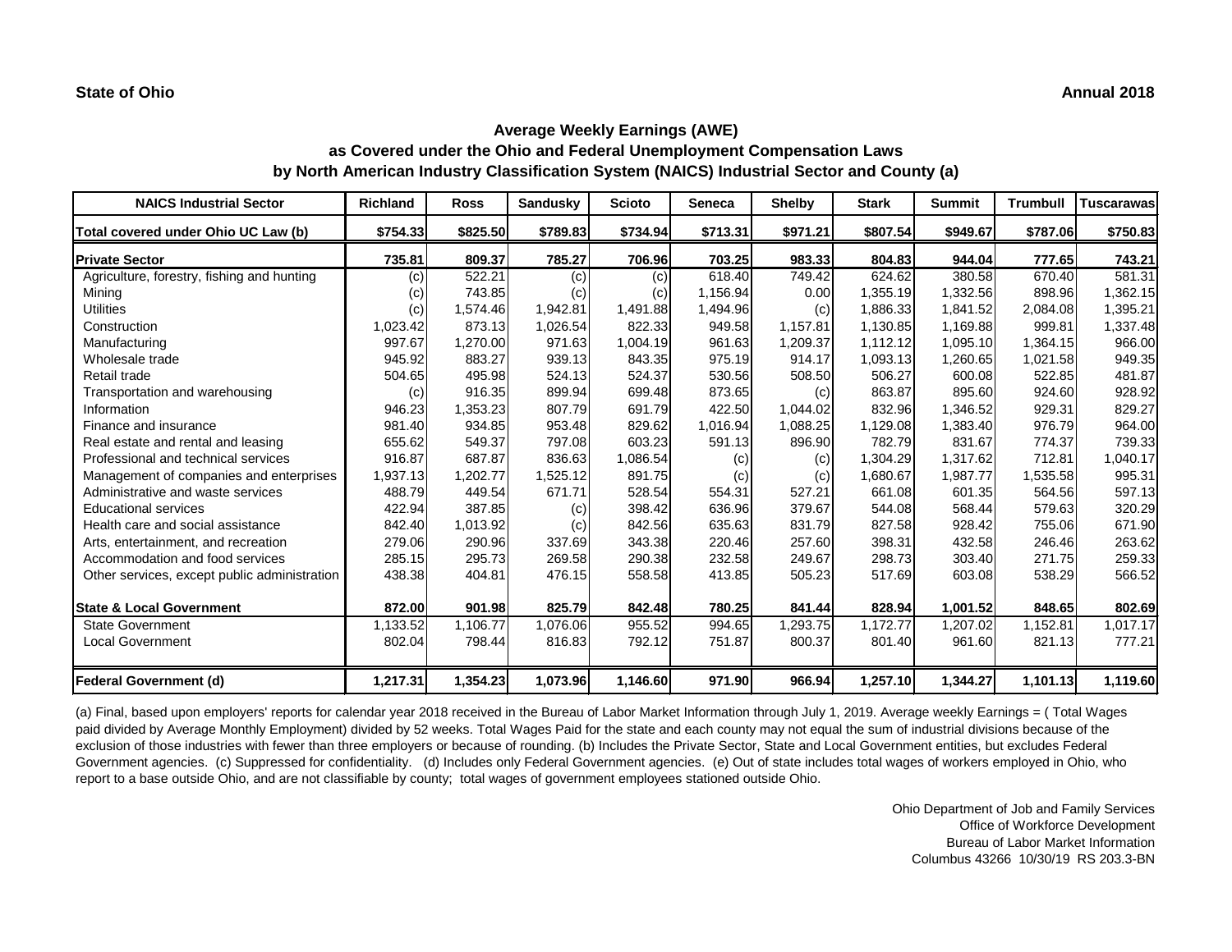**State of Ohio** **Annual 2018**

## Average Weekly Earnings (AWE)
### as Covered under the Ohio and Federal Unemployment Compensation Laws
### by North American Industry Classification System (NAICS) Industrial Sector and County (a)

| NAICS Industrial Sector | Richland | Ross | Sandusky | Scioto | Seneca | Shelby | Stark | Summit | Trumbull | Tuscarawas |
|---|---|---|---|---|---|---|---|---|---|---|
| **Total covered under Ohio UC Law (b)** | **$754.33** | **$825.50** | **$789.83** | **$734.94** | **$713.31** | **$971.21** | **$807.54** | **$949.67** | **$787.06** | **$750.83** |
| **Private Sector** | **735.81** | **809.37** | **785.27** | **706.96** | **703.25** | **983.33** | **804.83** | **944.04** | **777.65** | **743.21** |
| Agriculture, forestry, fishing and hunting | (c) | 522.21 | (c) | (c) | 618.40 | 749.42 | 624.62 | 380.58 | 670.40 | 581.31 |
| Mining | (c) | 743.85 | (c) | (c) | 1,156.94 | 0.00 | 1,355.19 | 1,332.56 | 898.96 | 1,362.15 |
| Utilities | (c) | 1,574.46 | 1,942.81 | 1,491.88 | 1,494.96 | (c) | 1,886.33 | 1,841.52 | 2,084.08 | 1,395.21 |
| Construction | 1,023.42 | 873.13 | 1,026.54 | 822.33 | 949.58 | 1,157.81 | 1,130.85 | 1,169.88 | 999.81 | 1,337.48 |
| Manufacturing | 997.67 | 1,270.00 | 971.63 | 1,004.19 | 961.63 | 1,209.37 | 1,112.12 | 1,095.10 | 1,364.15 | 966.00 |
| Wholesale trade | 945.92 | 883.27 | 939.13 | 843.35 | 975.19 | 914.17 | 1,093.13 | 1,260.65 | 1,021.58 | 949.35 |
| Retail trade | 504.65 | 495.98 | 524.13 | 524.37 | 530.56 | 508.50 | 506.27 | 600.08 | 522.85 | 481.87 |
| Transportation and warehousing | (c) | 916.35 | 899.94 | 699.48 | 873.65 | (c) | 863.87 | 895.60 | 924.60 | 928.92 |
| Information | 946.23 | 1,353.23 | 807.79 | 691.79 | 422.50 | 1,044.02 | 832.96 | 1,346.52 | 929.31 | 829.27 |
| Finance and insurance | 981.40 | 934.85 | 953.48 | 829.62 | 1,016.94 | 1,088.25 | 1,129.08 | 1,383.40 | 976.79 | 964.00 |
| Real estate and rental and leasing | 655.62 | 549.37 | 797.08 | 603.23 | 591.13 | 896.90 | 782.79 | 831.67 | 774.37 | 739.33 |
| Professional and technical services | 916.87 | 687.87 | 836.63 | 1,086.54 | (c) | (c) | 1,304.29 | 1,317.62 | 712.81 | 1,040.17 |
| Management of companies and enterprises | 1,937.13 | 1,202.77 | 1,525.12 | 891.75 | (c) | (c) | 1,680.67 | 1,987.77 | 1,535.58 | 995.31 |
| Administrative and waste services | 488.79 | 449.54 | 671.71 | 528.54 | 554.31 | 527.21 | 661.08 | 601.35 | 564.56 | 597.13 |
| Educational services | 422.94 | 387.85 | (c) | 398.42 | 636.96 | 379.67 | 544.08 | 568.44 | 579.63 | 320.29 |
| Health care and social assistance | 842.40 | 1,013.92 | (c) | 842.56 | 635.63 | 831.79 | 827.58 | 928.42 | 755.06 | 671.90 |
| Arts, entertainment, and recreation | 279.06 | 290.96 | 337.69 | 343.38 | 220.46 | 257.60 | 398.31 | 432.58 | 246.46 | 263.62 |
| Accommodation and food services | 285.15 | 295.73 | 269.58 | 290.38 | 232.58 | 249.67 | 298.73 | 303.40 | 271.75 | 259.33 |
| Other services, except public administration | 438.38 | 404.81 | 476.15 | 558.58 | 413.85 | 505.23 | 517.69 | 603.08 | 538.29 | 566.52 |
| **State & Local Government** | **872.00** | **901.98** | **825.79** | **842.48** | **780.25** | **841.44** | **828.94** | **1,001.52** | **848.65** | **802.69** |
| State Government | 1,133.52 | 1,106.77 | 1,076.06 | 955.52 | 994.65 | 1,293.75 | 1,172.77 | 1,207.02 | 1,152.81 | 1,017.17 |
| Local Government | 802.04 | 798.44 | 816.83 | 792.12 | 751.87 | 800.37 | 801.40 | 961.60 | 821.13 | 777.21 |
| **Federal Government (d)** | **1,217.31** | **1,354.23** | **1,073.96** | **1,146.60** | **971.90** | **966.94** | **1,257.10** | **1,344.27** | **1,101.13** | **1,119.60** |

(a) Final, based upon employers' reports for calendar year 2018 received in the Bureau of Labor Market Information through July 1, 2019. Average weekly Earnings = ( Total Wages paid divided by Average Monthly Employment) divided by 52 weeks. Total Wages Paid for the state and each county may not equal the sum of industrial divisions because of the exclusion of those industries with fewer than three employers or because of rounding. (b) Includes the Private Sector, State and Local Government entities, but excludes Federal Government agencies. (c) Suppressed for confidentiality. (d) Includes only Federal Government agencies. (e) Out of state includes total wages of workers employed in Ohio, who report to a base outside Ohio, and are not classifiable by county; total wages of government employees stationed outside Ohio.

Ohio Department of Job and Family Services
Office of Workforce Development
Bureau of Labor Market Information
Columbus 43266 10/30/19 RS 203.3-BN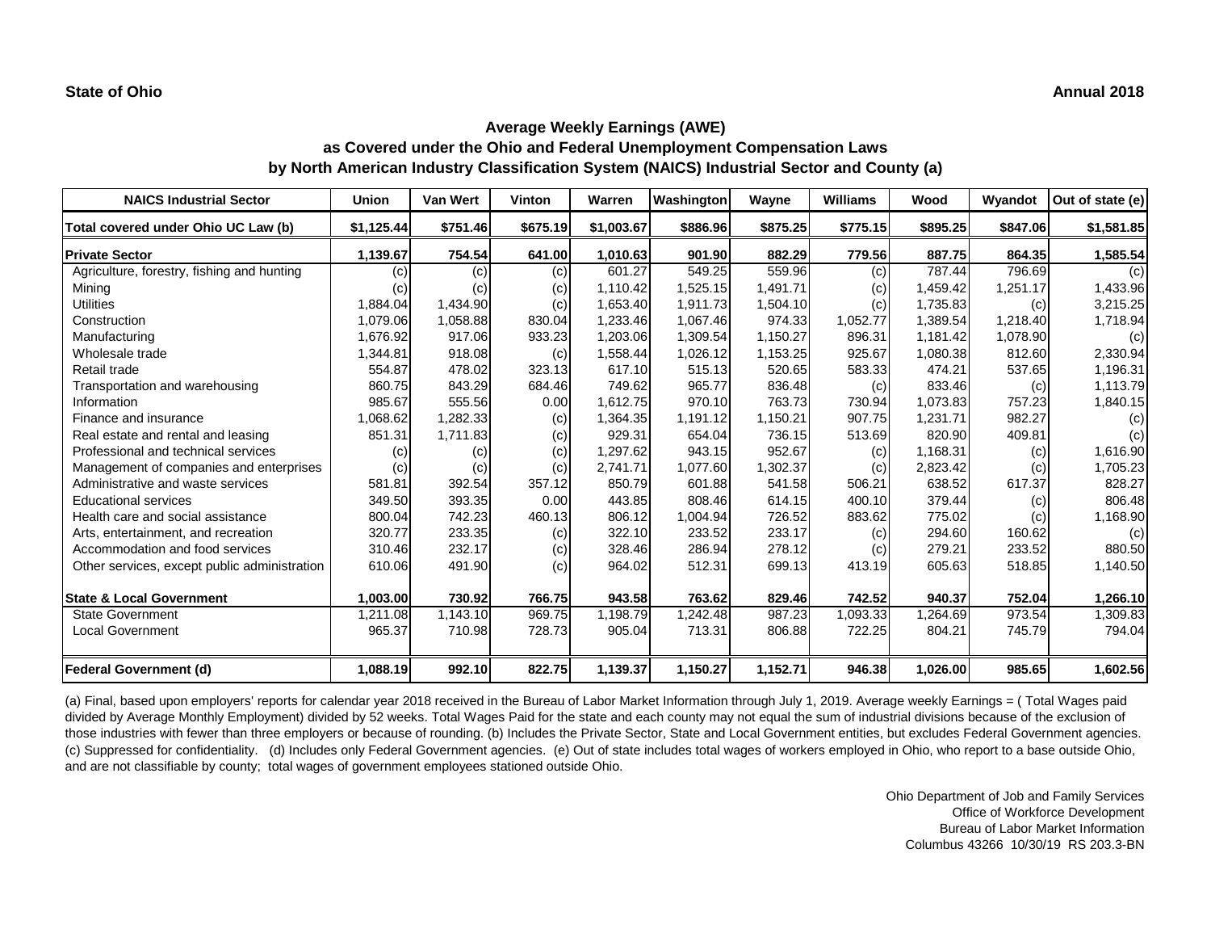**State of Ohio** **Annual 2018**

## Average Weekly Earnings (AWE)
## as Covered under the Ohio and Federal Unemployment Compensation Laws
## by North American Industry Classification System (NAICS) Industrial Sector and County (a)

| NAICS Industrial Sector | Union | Van Wert | Vinton | Warren | Washington | Wayne | Williams | Wood | Wyandot | Out of state (e) |
|---|---|---|---|---|---|---|---|---|---|---|
| Total covered under Ohio UC Law (b) | $1,125.44 | $751.46 | $675.19 | $1,003.67 | $886.96 | $875.25 | $775.15 | $895.25 | $847.06 | $1,581.85 |
| **Private Sector** | 1,139.67 | 754.54 | 641.00 | 1,010.63 | 901.90 | 882.29 | 779.56 | 887.75 | 864.35 | 1,585.54 |
| Agriculture, forestry, fishing and hunting | (c) | (c) | (c) | 601.27 | 549.25 | 559.96 | (c) | 787.44 | 796.69 | (c) |
| Mining | (c) | (c) | (c) | 1,110.42 | 1,525.15 | 1,491.71 | (c) | 1,459.42 | 1,251.17 | 1,433.96 |
| Utilities | 1,884.04 | 1,434.90 | (c) | 1,653.40 | 1,911.73 | 1,504.10 | (c) | 1,735.83 | (c) | 3,215.25 |
| Construction | 1,079.06 | 1,058.88 | 830.04 | 1,233.46 | 1,067.46 | 974.33 | 1,052.77 | 1,389.54 | 1,218.40 | 1,718.94 |
| Manufacturing | 1,676.92 | 917.06 | 933.23 | 1,203.06 | 1,309.54 | 1,150.27 | 896.31 | 1,181.42 | 1,078.90 | (c) |
| Wholesale trade | 1,344.81 | 918.08 | (c) | 1,558.44 | 1,026.12 | 1,153.25 | 925.67 | 1,080.38 | 812.60 | 2,330.94 |
| Retail trade | 554.87 | 478.02 | 323.13 | 617.10 | 515.13 | 520.65 | 583.33 | 474.21 | 537.65 | 1,196.31 |
| Transportation and warehousing | 860.75 | 843.29 | 684.46 | 749.62 | 965.77 | 836.48 | (c) | 833.46 | (c) | 1,113.79 |
| Information | 985.67 | 555.56 | 0.00 | 1,612.75 | 970.10 | 763.73 | 730.94 | 1,073.83 | 757.23 | 1,840.15 |
| Finance and insurance | 1,068.62 | 1,282.33 | (c) | 1,364.35 | 1,191.12 | 1,150.21 | 907.75 | 1,231.71 | 982.27 | (c) |
| Real estate and rental and leasing | 851.31 | 1,711.83 | (c) | 929.31 | 654.04 | 736.15 | 513.69 | 820.90 | 409.81 | (c) |
| Professional and technical services | (c) | (c) | (c) | 1,297.62 | 943.15 | 952.67 | (c) | 1,168.31 | (c) | 1,616.90 |
| Management of companies and enterprises | (c) | (c) | (c) | 2,741.71 | 1,077.60 | 1,302.37 | (c) | 2,823.42 | (c) | 1,705.23 |
| Administrative and waste services | 581.81 | 392.54 | 357.12 | 850.79 | 601.88 | 541.58 | 506.21 | 638.52 | 617.37 | 828.27 |
| Educational services | 349.50 | 393.35 | 0.00 | 443.85 | 808.46 | 614.15 | 400.10 | 379.44 | (c) | 806.48 |
| Health care and social assistance | 800.04 | 742.23 | 460.13 | 806.12 | 1,004.94 | 726.52 | 883.62 | 775.02 | (c) | 1,168.90 |
| Arts, entertainment, and recreation | 320.77 | 233.35 | (c) | 322.10 | 233.52 | 233.17 | (c) | 294.60 | 160.62 | (c) |
| Accommodation and food services | 310.46 | 232.17 | (c) | 328.46 | 286.94 | 278.12 | (c) | 279.21 | 233.52 | 880.50 |
| Other services, except public administration | 610.06 | 491.90 | (c) | 964.02 | 512.31 | 699.13 | 413.19 | 605.63 | 518.85 | 1,140.50 |
| **State & Local Government** | 1,003.00 | 730.92 | 766.75 | 943.58 | 763.62 | 829.46 | 742.52 | 940.37 | 752.04 | 1,266.10 |
| State Government | 1,211.08 | 1,143.10 | 969.75 | 1,198.79 | 1,242.48 | 987.23 | 1,093.33 | 1,264.69 | 973.54 | 1,309.83 |
| Local Government | 965.37 | 710.98 | 728.73 | 905.04 | 713.31 | 806.88 | 722.25 | 804.21 | 745.79 | 794.04 |
| **Federal Government (d)** | 1,088.19 | 992.10 | 822.75 | 1,139.37 | 1,150.27 | 1,152.71 | 946.38 | 1,026.00 | 985.65 | 1,602.56 |

(a) Final, based upon employers' reports for calendar year 2018 received in the Bureau of Labor Market Information through July 1, 2019. Average weekly Earnings = ( Total Wages paid divided by Average Monthly Employment) divided by 52 weeks. Total Wages Paid for the state and each county may not equal the sum of industrial divisions because of the exclusion of those industries with fewer than three employers or because of rounding. (b) Includes the Private Sector, State and Local Government entities, but excludes Federal Government agencies. (c) Suppressed for confidentiality. (d) Includes only Federal Government agencies. (e) Out of state includes total wages of workers employed in Ohio, who report to a base outside Ohio, and are not classifiable by county; total wages of government employees stationed outside Ohio.

Ohio Department of Job and Family Services
Office of Workforce Development
Bureau of Labor Market Information
Columbus 43266 10/30/19 RS 203.3-BN